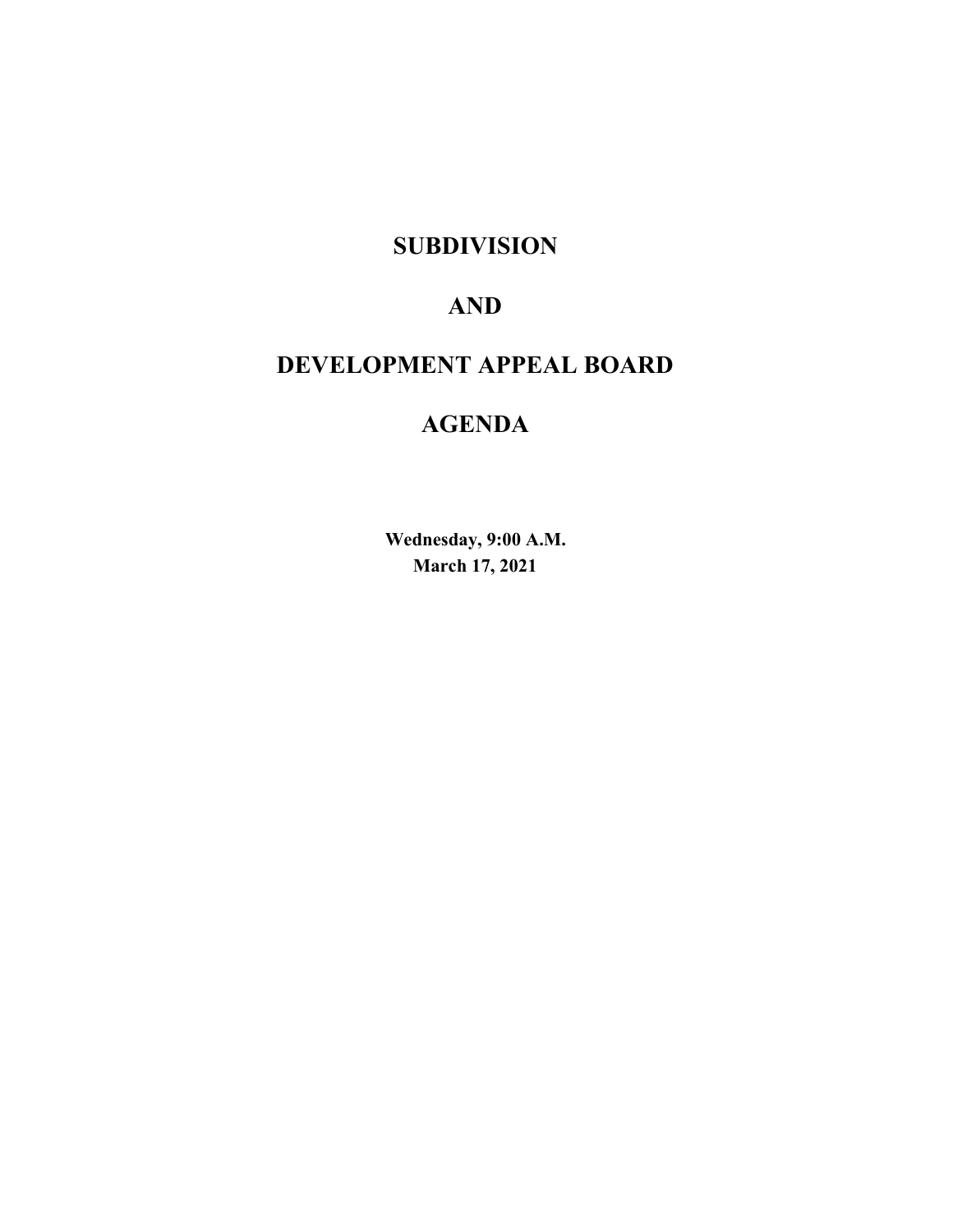# SUBDIVISION

# AND

# DEVELOPMENT APPEAL BOARD

# AGENDA

**Wednesday, 9:00 A.M.**
**March 17, 2021**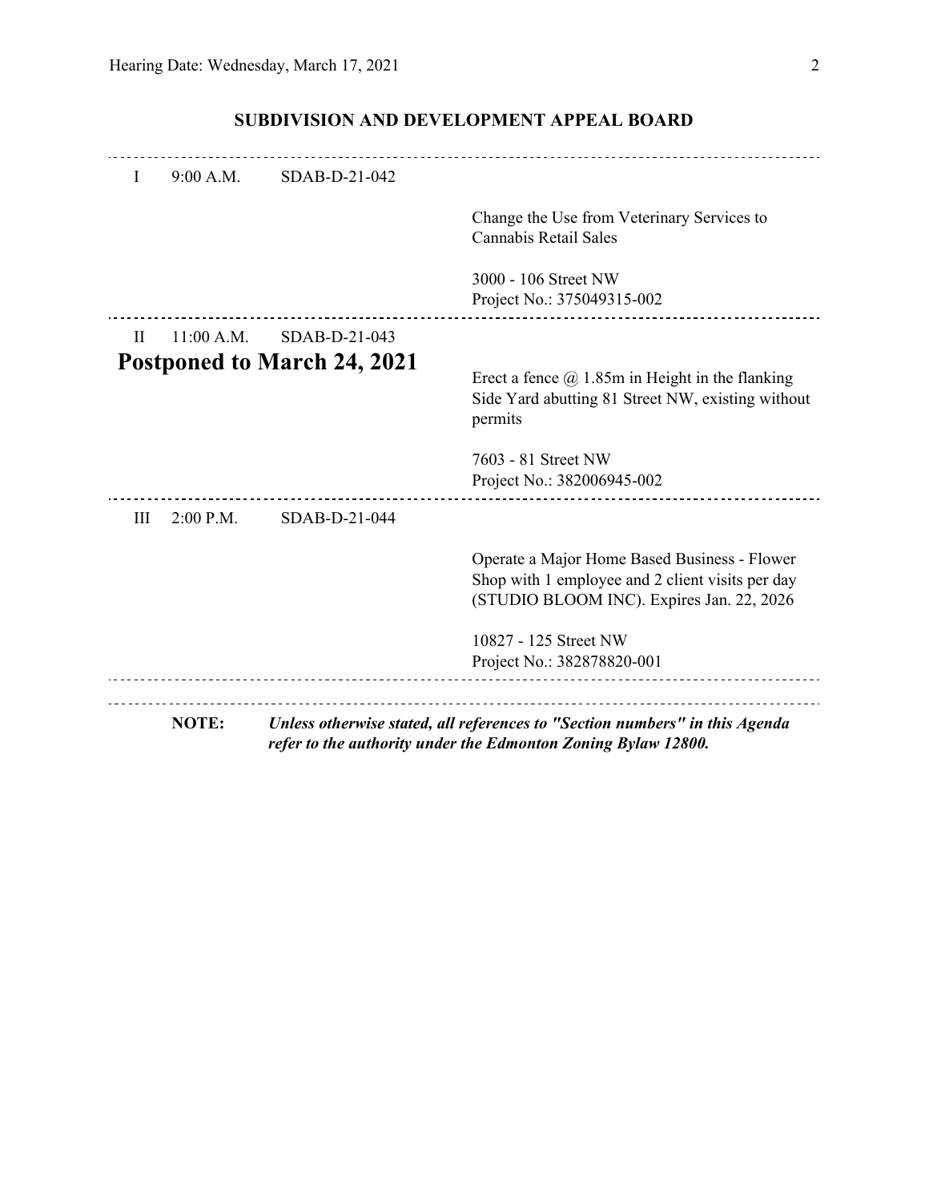## SUBDIVISION AND DEVELOPMENT APPEAL BOARD

---

I 9:00 A.M. SDAB-D-21-042

Change the Use from Veterinary Services to Cannabis Retail Sales

3000 - 106 Street NW
Project No.: 375049315-002

---

II 11:00 A.M. SDAB-D-21-043

**Postponed to March 24, 2021**

Erect a fence @ 1.85m in Height in the flanking Side Yard abutting 81 Street NW, existing without permits

7603 - 81 Street NW
Project No.: 382006945-002

---

III 2:00 P.M. SDAB-D-21-044

Operate a Major Home Based Business - Flower Shop with 1 employee and 2 client visits per day (STUDIO BLOOM INC). Expires Jan. 22, 2026

10827 - 125 Street NW
Project No.: 382878820-001

---

**NOTE:** ***Unless otherwise stated, all references to "Section numbers" in this Agenda refer to the authority under the Edmonton Zoning Bylaw 12800.***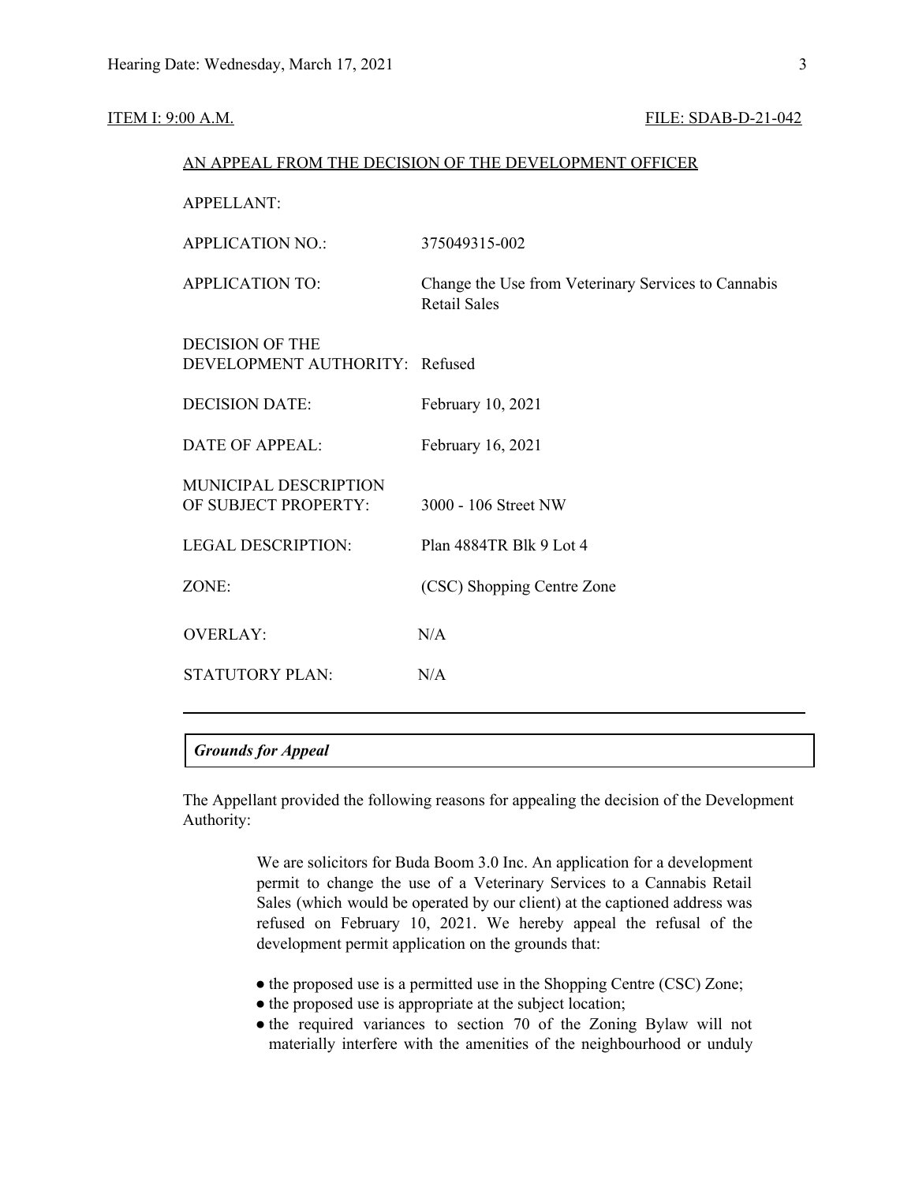ITEM I: 9:00 A.M. FILE: SDAB-D-21-042

AN APPEAL FROM THE DECISION OF THE DEVELOPMENT OFFICER

| | |
|---|---|
| APPELLANT: | |
| APPLICATION NO.: | 375049315-002 |
| APPLICATION TO: | Change the Use from Veterinary Services to Cannabis Retail Sales |
| DECISION OF THE DEVELOPMENT AUTHORITY: | Refused |
| DECISION DATE: | February 10, 2021 |
| DATE OF APPEAL: | February 16, 2021 |
| MUNICIPAL DESCRIPTION OF SUBJECT PROPERTY: | 3000 - 106 Street NW |
| LEGAL DESCRIPTION: | Plan 4884TR Blk 9 Lot 4 |
| ZONE: | (CSC) Shopping Centre Zone |
| OVERLAY: | N/A |
| STATUTORY PLAN: | N/A |

***Grounds for Appeal***

The Appellant provided the following reasons for appealing the decision of the Development Authority:

> We are solicitors for Buda Boom 3.0 Inc. An application for a development permit to change the use of a Veterinary Services to a Cannabis Retail Sales (which would be operated by our client) at the captioned address was refused on February 10, 2021. We hereby appeal the refusal of the development permit application on the grounds that:
>
> - the proposed use is a permitted use in the Shopping Centre (CSC) Zone;
> - the proposed use is appropriate at the subject location;
> - the required variances to section 70 of the Zoning Bylaw will not materially interfere with the amenities of the neighbourhood or unduly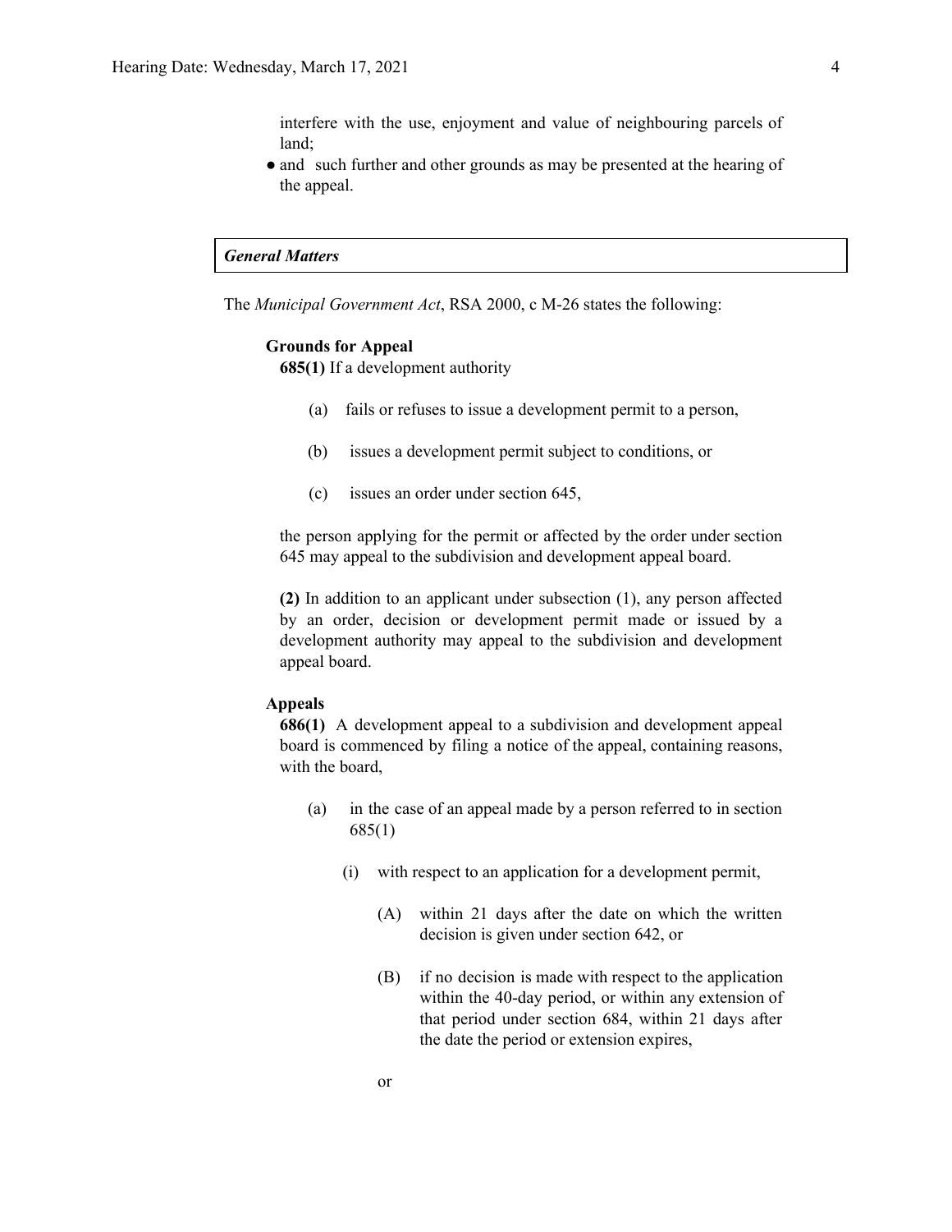interfere with the use, enjoyment and value of neighbouring parcels of land;

- and such further and other grounds as may be presented at the hearing of the appeal.

### *General Matters*

The *Municipal Government Act*, RSA 2000, c M-26 states the following:

**Grounds for Appeal**

**685(1)** If a development authority

(a) fails or refuses to issue a development permit to a person,

(b) issues a development permit subject to conditions, or

(c) issues an order under section 645,

the person applying for the permit or affected by the order under section 645 may appeal to the subdivision and development appeal board.

**(2)** In addition to an applicant under subsection (1), any person affected by an order, decision or development permit made or issued by a development authority may appeal to the subdivision and development appeal board.

**Appeals**

**686(1)** A development appeal to a subdivision and development appeal board is commenced by filing a notice of the appeal, containing reasons, with the board,

(a) in the case of an appeal made by a person referred to in section 685(1)

(i) with respect to an application for a development permit,

(A) within 21 days after the date on which the written decision is given under section 642, or

(B) if no decision is made with respect to the application within the 40-day period, or within any extension of that period under section 684, within 21 days after the date the period or extension expires,

or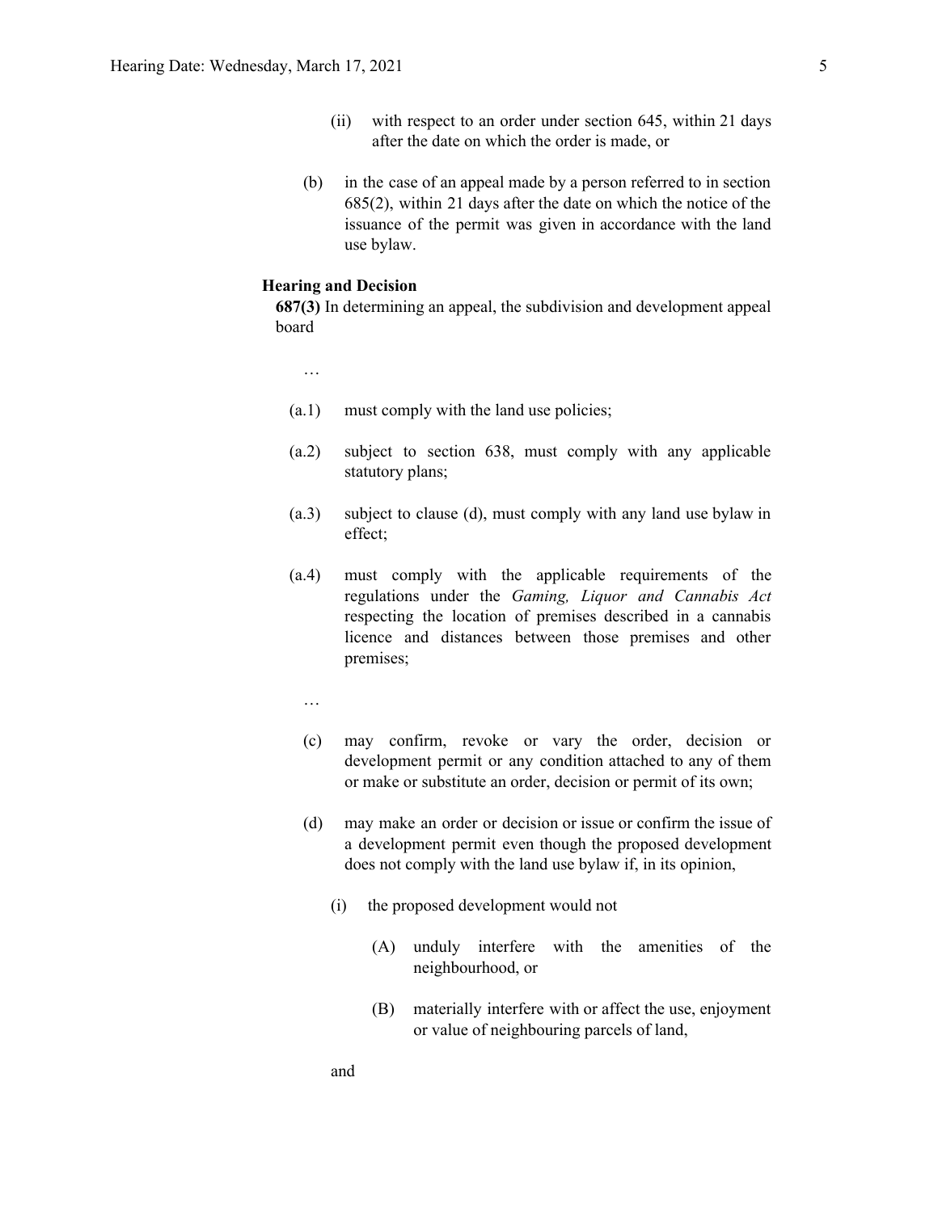(ii) with respect to an order under section 645, within 21 days after the date on which the order is made, or

(b) in the case of an appeal made by a person referred to in section 685(2), within 21 days after the date on which the notice of the issuance of the permit was given in accordance with the land use bylaw.

**Hearing and Decision**

**687(3)** In determining an appeal, the subdivision and development appeal board

…

(a.1) must comply with the land use policies;

(a.2) subject to section 638, must comply with any applicable statutory plans;

(a.3) subject to clause (d), must comply with any land use bylaw in effect;

(a.4) must comply with the applicable requirements of the regulations under the *Gaming, Liquor and Cannabis Act* respecting the location of premises described in a cannabis licence and distances between those premises and other premises;

…

(c) may confirm, revoke or vary the order, decision or development permit or any condition attached to any of them or make or substitute an order, decision or permit of its own;

(d) may make an order or decision or issue or confirm the issue of a development permit even though the proposed development does not comply with the land use bylaw if, in its opinion,

(i) the proposed development would not

(A) unduly interfere with the amenities of the neighbourhood, or

(B) materially interfere with or affect the use, enjoyment or value of neighbouring parcels of land,

and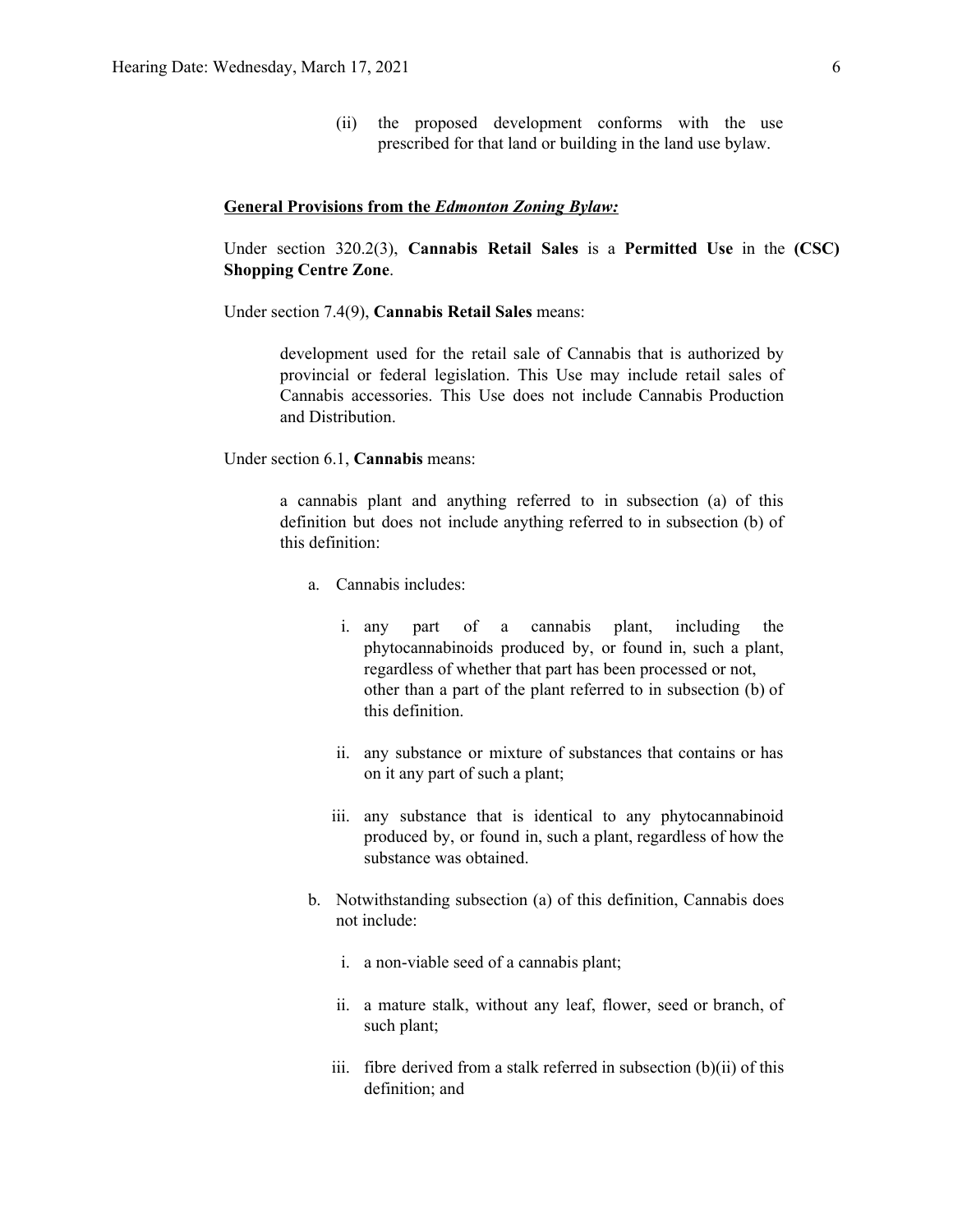(ii) the proposed development conforms with the use prescribed for that land or building in the land use bylaw.

**General Provisions from the *Edmonton Zoning Bylaw:***

Under section 320.2(3), **Cannabis Retail Sales** is a **Permitted Use** in the **(CSC) Shopping Centre Zone**.

Under section 7.4(9), **Cannabis Retail Sales** means:

> development used for the retail sale of Cannabis that is authorized by provincial or federal legislation. This Use may include retail sales of Cannabis accessories. This Use does not include Cannabis Production and Distribution.

Under section 6.1, **Cannabis** means:

> a cannabis plant and anything referred to in subsection (a) of this definition but does not include anything referred to in subsection (b) of this definition:
>
> a. Cannabis includes:
>
> i. any part of a cannabis plant, including the phytocannabinoids produced by, or found in, such a plant, regardless of whether that part has been processed or not, other than a part of the plant referred to in subsection (b) of this definition.
>
> ii. any substance or mixture of substances that contains or has on it any part of such a plant;
>
> iii. any substance that is identical to any phytocannabinoid produced by, or found in, such a plant, regardless of how the substance was obtained.
>
> b. Notwithstanding subsection (a) of this definition, Cannabis does not include:
>
> i. a non-viable seed of a cannabis plant;
>
> ii. a mature stalk, without any leaf, flower, seed or branch, of such plant;
>
> iii. fibre derived from a stalk referred in subsection (b)(ii) of this definition; and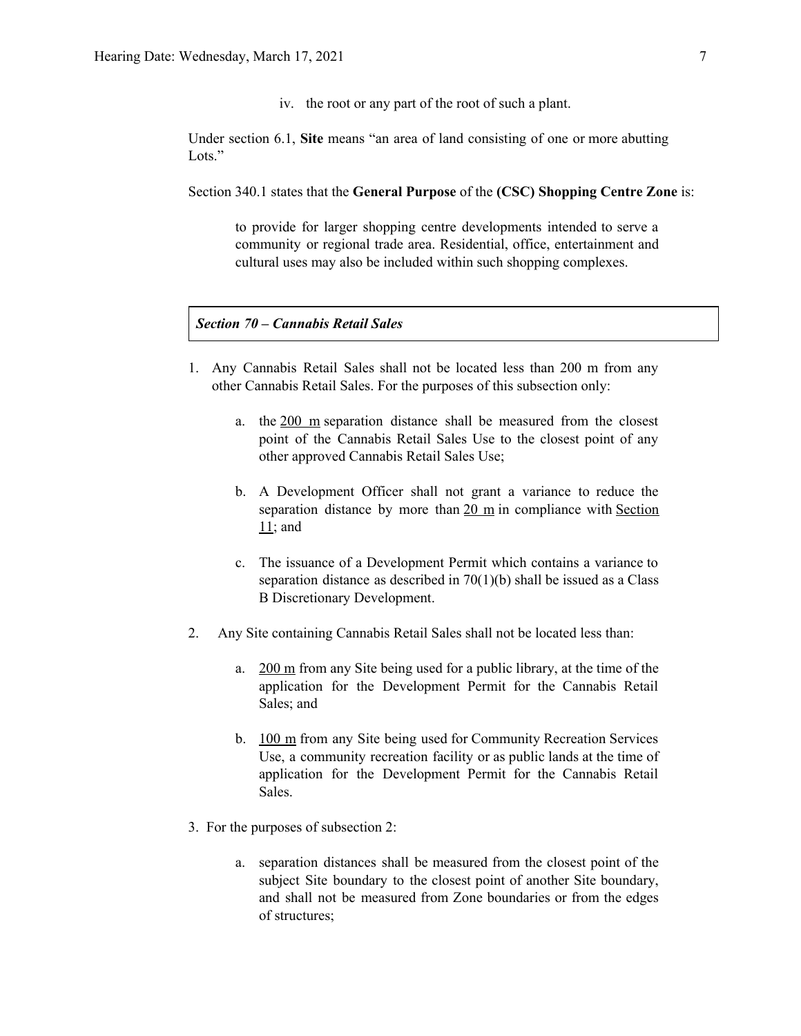iv. the root or any part of the root of such a plant.

Under section 6.1, **Site** means "an area of land consisting of one or more abutting Lots."

Section 340.1 states that the **General Purpose** of the **(CSC) Shopping Centre Zone** is:

> to provide for larger shopping centre developments intended to serve a community or regional trade area. Residential, office, entertainment and cultural uses may also be included within such shopping complexes.

***Section 70 – Cannabis Retail Sales***

1. Any Cannabis Retail Sales shall not be located less than 200 m from any other Cannabis Retail Sales. For the purposes of this subsection only:

    a. the 200 m separation distance shall be measured from the closest point of the Cannabis Retail Sales Use to the closest point of any other approved Cannabis Retail Sales Use;

    b. A Development Officer shall not grant a variance to reduce the separation distance by more than 20 m in compliance with Section 11; and

    c. The issuance of a Development Permit which contains a variance to separation distance as described in 70(1)(b) shall be issued as a Class B Discretionary Development.

2. Any Site containing Cannabis Retail Sales shall not be located less than:

    a. 200 m from any Site being used for a public library, at the time of the application for the Development Permit for the Cannabis Retail Sales; and

    b. 100 m from any Site being used for Community Recreation Services Use, a community recreation facility or as public lands at the time of application for the Development Permit for the Cannabis Retail Sales.

3. For the purposes of subsection 2:

    a. separation distances shall be measured from the closest point of the subject Site boundary to the closest point of another Site boundary, and shall not be measured from Zone boundaries or from the edges of structures;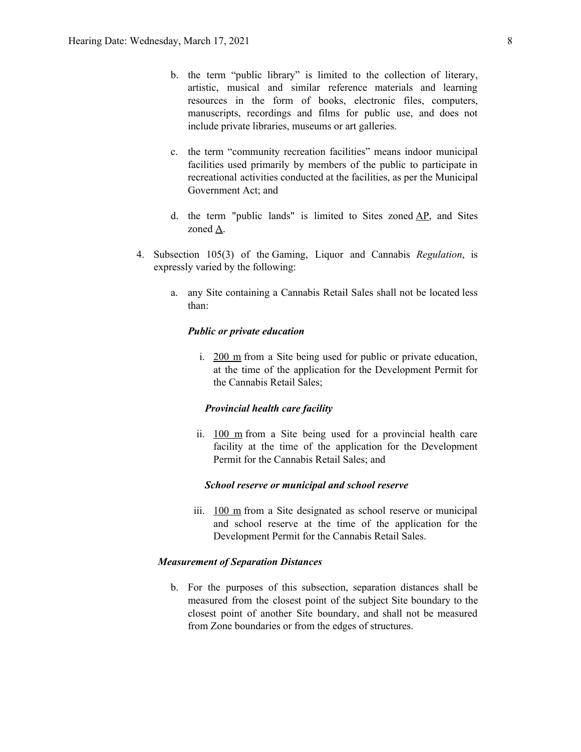b. the term "public library" is limited to the collection of literary, artistic, musical and similar reference materials and learning resources in the form of books, electronic files, computers, manuscripts, recordings and films for public use, and does not include private libraries, museums or art galleries.

c. the term "community recreation facilities" means indoor municipal facilities used primarily by members of the public to participate in recreational activities conducted at the facilities, as per the Municipal Government Act; and

d. the term "public lands" is limited to Sites zoned AP, and Sites zoned A.

4. Subsection 105(3) of the Gaming, Liquor and Cannabis *Regulation*, is expressly varied by the following:

   a. any Site containing a Cannabis Retail Sales shall not be located less than:

      ***Public or private education***

      i. 200 m from a Site being used for public or private education, at the time of the application for the Development Permit for the Cannabis Retail Sales;

      ***Provincial health care facility***

      ii. 100 m from a Site being used for a provincial health care facility at the time of the application for the Development Permit for the Cannabis Retail Sales; and

      ***School reserve or municipal and school reserve***

      iii. 100 m from a Site designated as school reserve or municipal and school reserve at the time of the application for the Development Permit for the Cannabis Retail Sales.

   ***Measurement of Separation Distances***

   b. For the purposes of this subsection, separation distances shall be measured from the closest point of the subject Site boundary to the closest point of another Site boundary, and shall not be measured from Zone boundaries or from the edges of structures.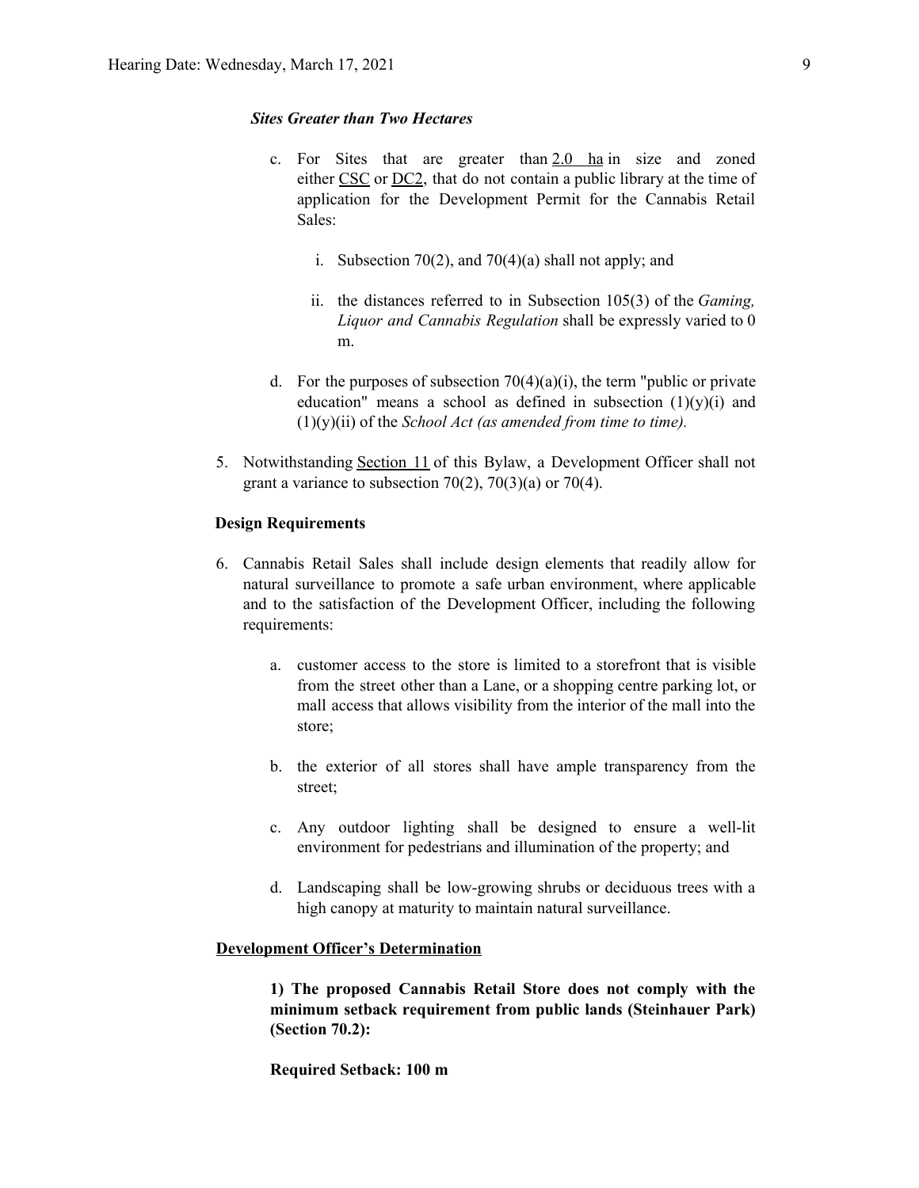***Sites Greater than Two Hectares***

c. For Sites that are greater than 2.0 ha in size and zoned either CSC or DC2, that do not contain a public library at the time of application for the Development Permit for the Cannabis Retail Sales:

   i. Subsection 70(2), and 70(4)(a) shall not apply; and

   ii. the distances referred to in Subsection 105(3) of the *Gaming, Liquor and Cannabis Regulation* shall be expressly varied to 0 m.

d. For the purposes of subsection 70(4)(a)(i), the term "public or private education" means a school as defined in subsection (1)(y)(i) and (1)(y)(ii) of the *School Act (as amended from time to time).*

5. Notwithstanding Section 11 of this Bylaw, a Development Officer shall not grant a variance to subsection 70(2), 70(3)(a) or 70(4).

**Design Requirements**

6. Cannabis Retail Sales shall include design elements that readily allow for natural surveillance to promote a safe urban environment, where applicable and to the satisfaction of the Development Officer, including the following requirements:

   a. customer access to the store is limited to a storefront that is visible from the street other than a Lane, or a shopping centre parking lot, or mall access that allows visibility from the interior of the mall into the store;

   b. the exterior of all stores shall have ample transparency from the street;

   c. Any outdoor lighting shall be designed to ensure a well-lit environment for pedestrians and illumination of the property; and

   d. Landscaping shall be low-growing shrubs or deciduous trees with a high canopy at maturity to maintain natural surveillance.

**Development Officer's Determination**

**1) The proposed Cannabis Retail Store does not comply with the minimum setback requirement from public lands (Steinhauer Park) (Section 70.2):**

**Required Setback: 100 m**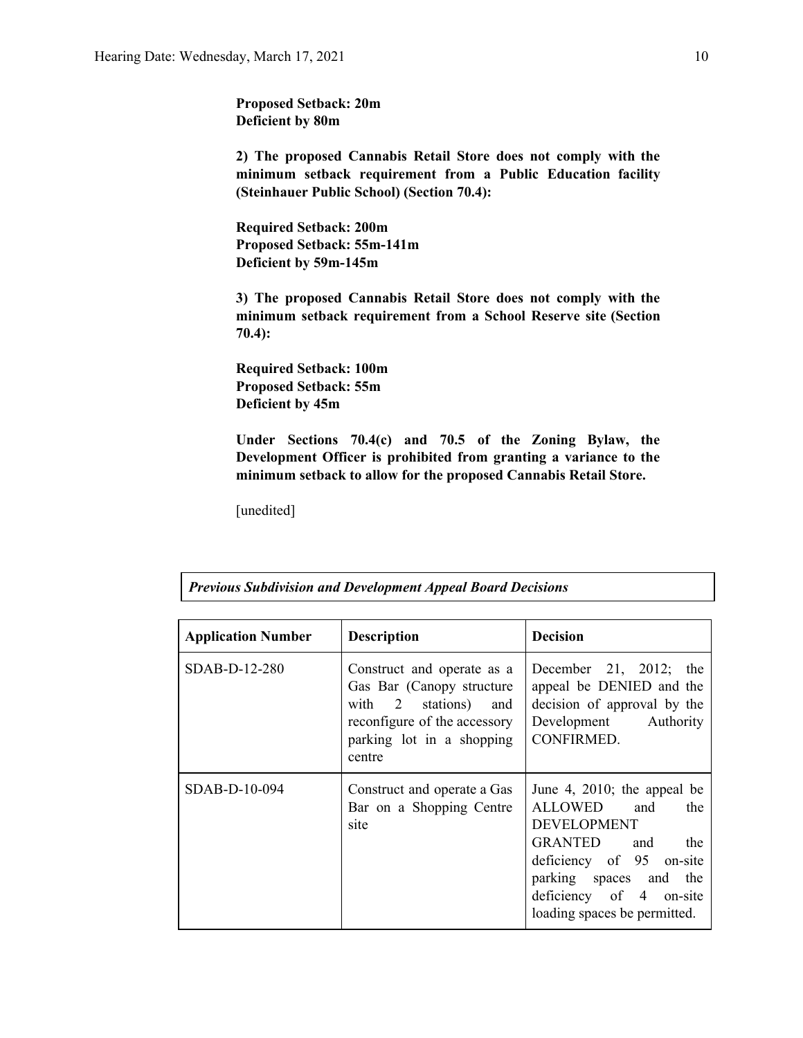**Proposed Setback: 20m**
**Deficient by 80m**

**2) The proposed Cannabis Retail Store does not comply with the minimum setback requirement from a Public Education facility (Steinhauer Public School) (Section 70.4):**

**Required Setback: 200m**
**Proposed Setback: 55m-141m**
**Deficient by 59m-145m**

**3) The proposed Cannabis Retail Store does not comply with the minimum setback requirement from a School Reserve site (Section 70.4):**

**Required Setback: 100m**
**Proposed Setback: 55m**
**Deficient by 45m**

**Under Sections 70.4(c) and 70.5 of the Zoning Bylaw, the Development Officer is prohibited from granting a variance to the minimum setback to allow for the proposed Cannabis Retail Store.**

[unedited]

***Previous Subdivision and Development Appeal Board Decisions***

| **Application Number** | **Description** | **Decision** |
|---|---|---|
| SDAB-D-12-280 | Construct and operate as a Gas Bar (Canopy structure with 2 stations) and reconfigure of the accessory parking lot in a shopping centre | December 21, 2012; the appeal be DENIED and the decision of approval by the Development Authority CONFIRMED. |
| SDAB-D-10-094 | Construct and operate a Gas Bar on a Shopping Centre site | June 4, 2010; the appeal be ALLOWED and the DEVELOPMENT GRANTED and the deficiency of 95 on-site parking spaces and the deficiency of 4 on-site loading spaces be permitted. |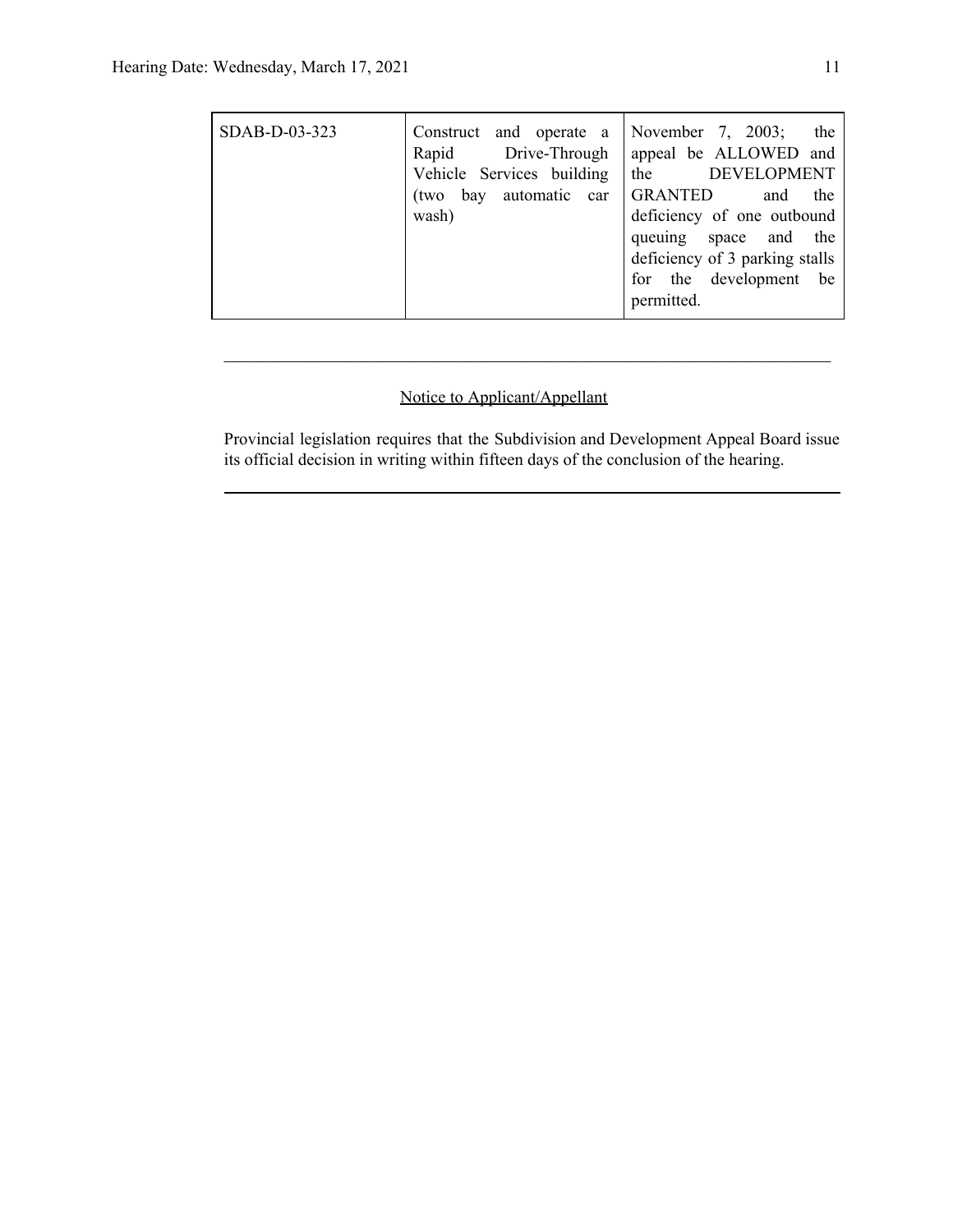| SDAB-D-03-323 | Construct and operate a Rapid Drive-Through Vehicle Services building (two bay automatic car wash) | November 7, 2003; the appeal be ALLOWED and the DEVELOPMENT GRANTED and the deficiency of one outbound queuing space and the deficiency of 3 parking stalls for the development be permitted. |
|---|---|---|

---

Notice to Applicant/Appellant

Provincial legislation requires that the Subdivision and Development Appeal Board issue its official decision in writing within fifteen days of the conclusion of the hearing.

---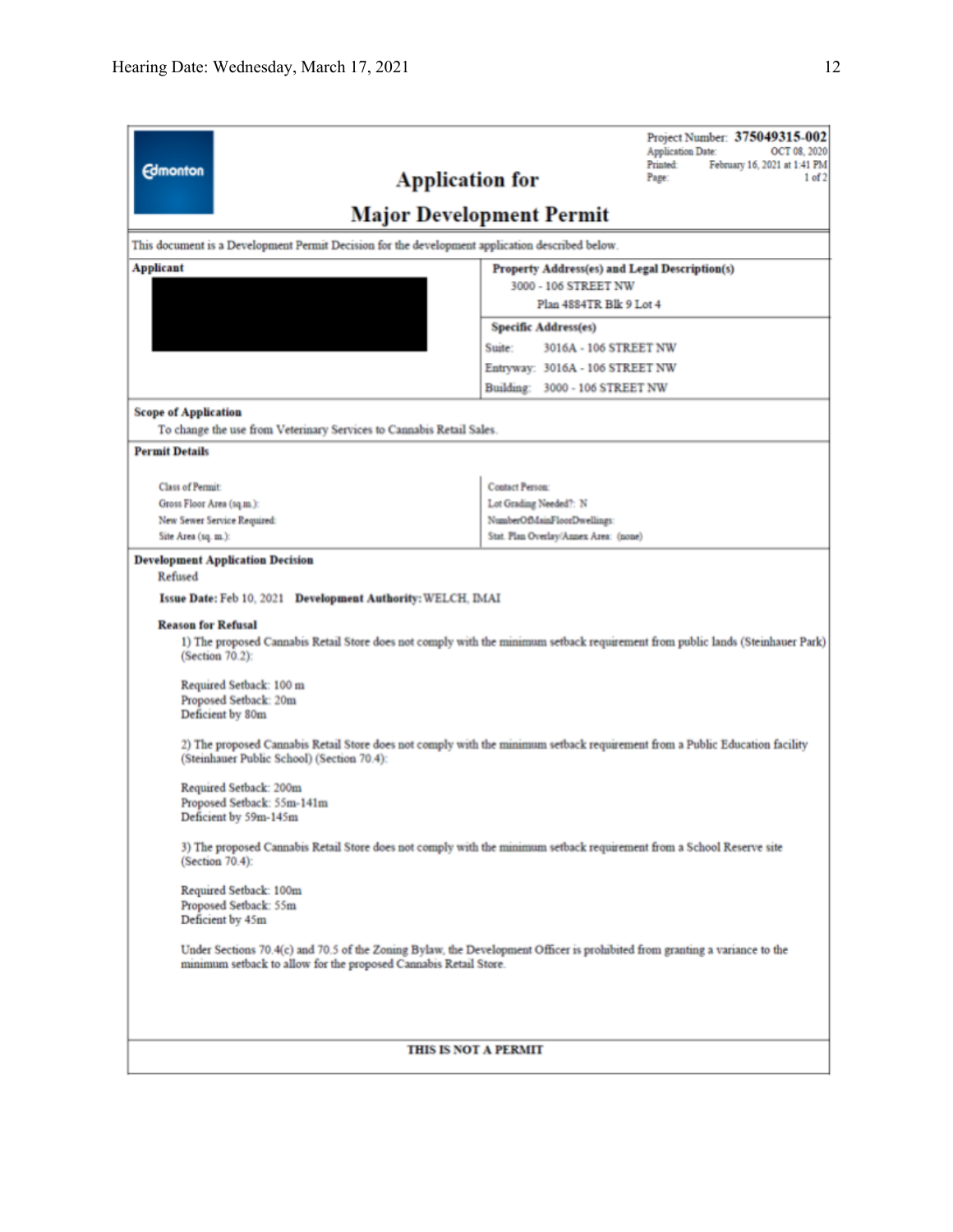Project Number: **375049315-002**
Application Date: OCT 08, 2020
Printed: February 16, 2021 at 1:41 PM
Page: 1 of 2

Edmonton

# Application for Major Development Permit

This document is a Development Permit Decision for the development application described below.

| **Applicant** | **Property Address(es) and Legal Description(s)** |
|---|---|
| | 3000 - 106 STREET NW<br>Plan 4884TR Blk 9 Lot 4 |
| | **Specific Address(es)**<br>Suite: 3016A - 106 STREET NW<br>Entryway: 3016A - 106 STREET NW<br>Building: 3000 - 106 STREET NW |

**Scope of Application**

To change the use from Veterinary Services to Cannabis Retail Sales.

**Permit Details**

| | |
|---|---|
| Class of Permit: | Contact Person: |
| Gross Floor Area (sq.m.): | Lot Grading Needed?: N |
| New Sewer Service Required: | NumberOfMainFloorDwellings: |
| Site Area (sq. m.): | Stat. Plan Overlay/Annex Area: (none) |

**Development Application Decision**

Refused

**Issue Date:** Feb 10, 2021 **Development Authority:** WELCH, IMAI

**Reason for Refusal**

1) The proposed Cannabis Retail Store does not comply with the minimum setback requirement from public lands (Steinhauer Park) (Section 70.2):

Required Setback: 100 m
Proposed Setback: 20m
Deficient by 80m

2) The proposed Cannabis Retail Store does not comply with the minimum setback requirement from a Public Education facility (Steinhauer Public School) (Section 70.4):

Required Setback: 200m
Proposed Setback: 55m-141m
Deficient by 59m-145m

3) The proposed Cannabis Retail Store does not comply with the minimum setback requirement from a School Reserve site (Section 70.4):

Required Setback: 100m
Proposed Setback: 55m
Deficient by 45m

Under Sections 70.4(c) and 70.5 of the Zoning Bylaw, the Development Officer is prohibited from granting a variance to the minimum setback to allow for the proposed Cannabis Retail Store.

**THIS IS NOT A PERMIT**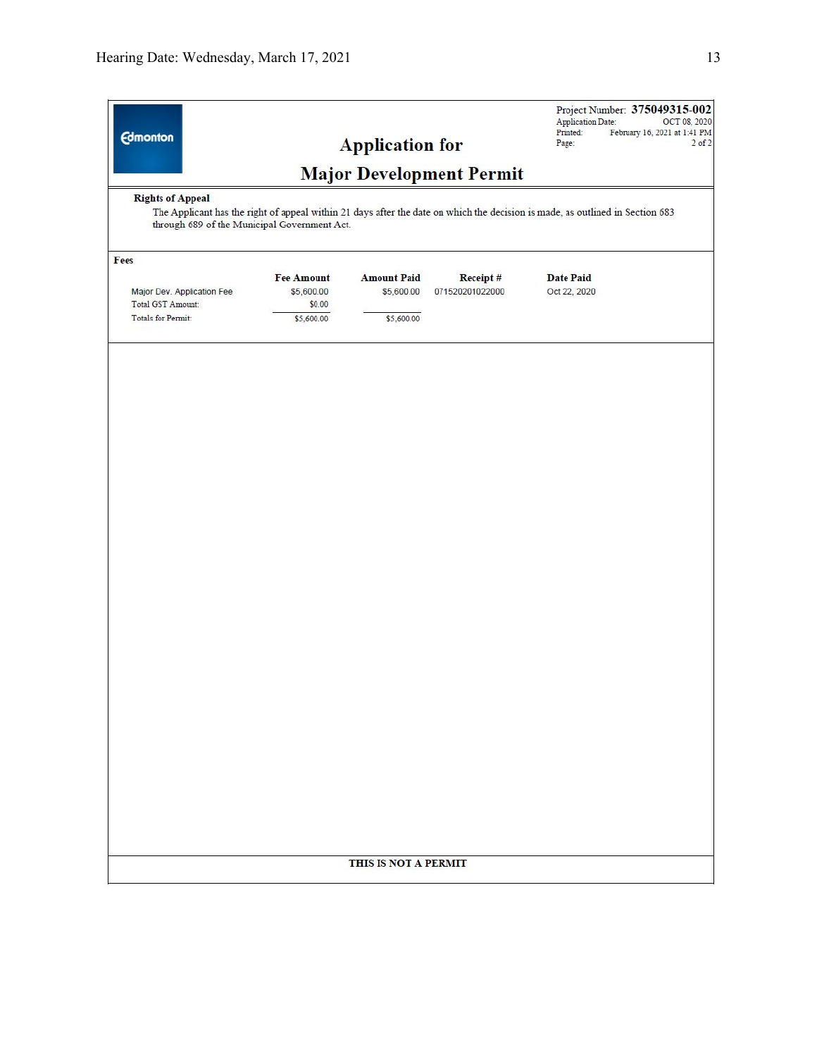Edmonton

Project Number: **375049315-002**
Application Date: OCT 08, 2020
Printed: February 16, 2021 at 1:41 PM
Page: 2 of 2

# Application for Major Development Permit

**Rights of Appeal**

The Applicant has the right of appeal within 21 days after the date on which the decision is made, as outlined in Section 683 through 689 of the Municipal Government Act.

**Fees**

| | Fee Amount | Amount Paid | Receipt # | Date Paid |
|---|---|---|---|---|
| Major Dev. Application Fee | $5,600.00 | $5,600.00 | 071520201022000 | Oct 22, 2020 |
| Total GST Amount: | $0.00 | | | |
| Totals for Permit: | $5,600.00 | $5,600.00 | | |

**THIS IS NOT A PERMIT**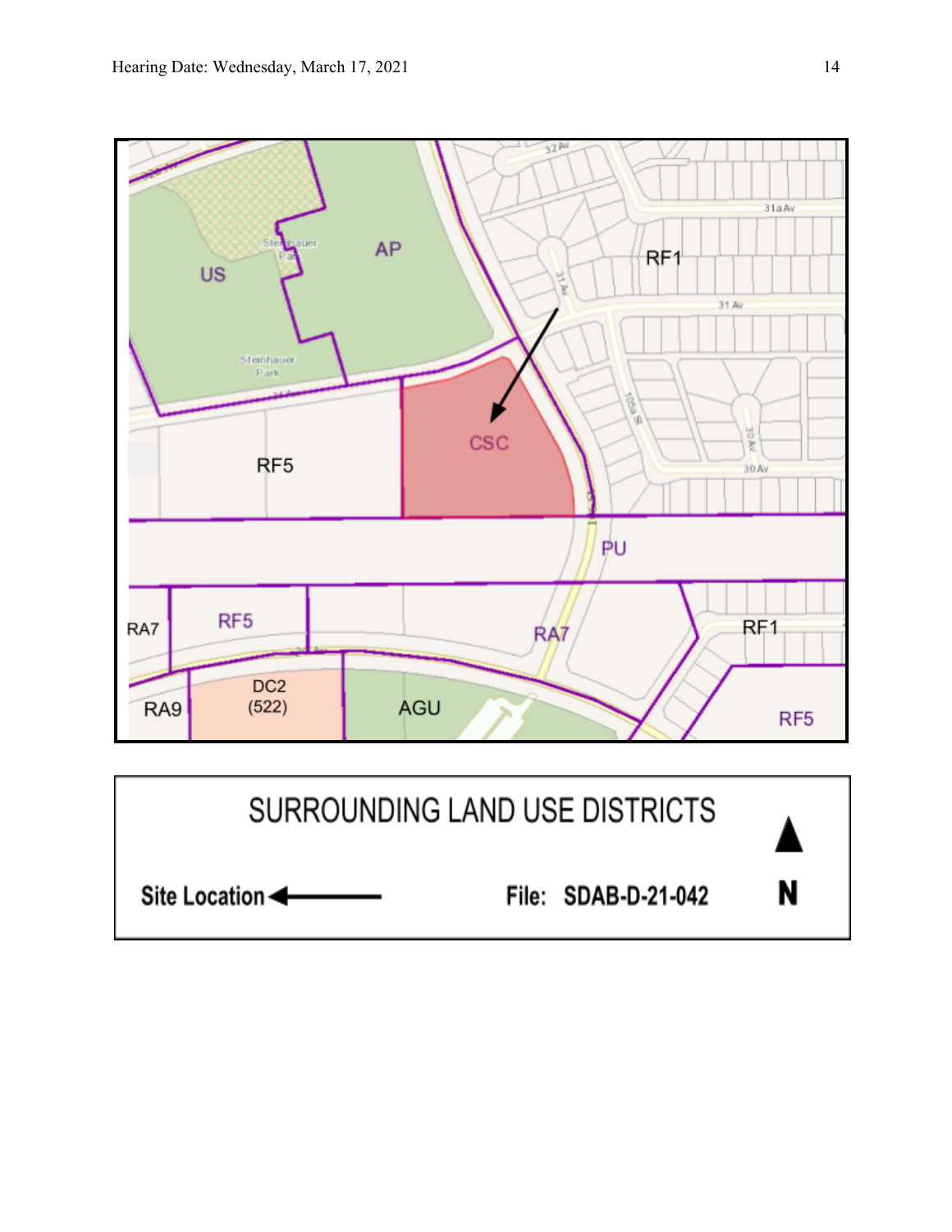US

AP

Steinhauer Park

RF1

CSC

RF5

PU

RA7

RF5

RA7

RF1

RA9

DC2 (522)

AGU

RF5

SURROUNDING LAND USE DISTRICTS

Site Location ←

File: SDAB-D-21-042

N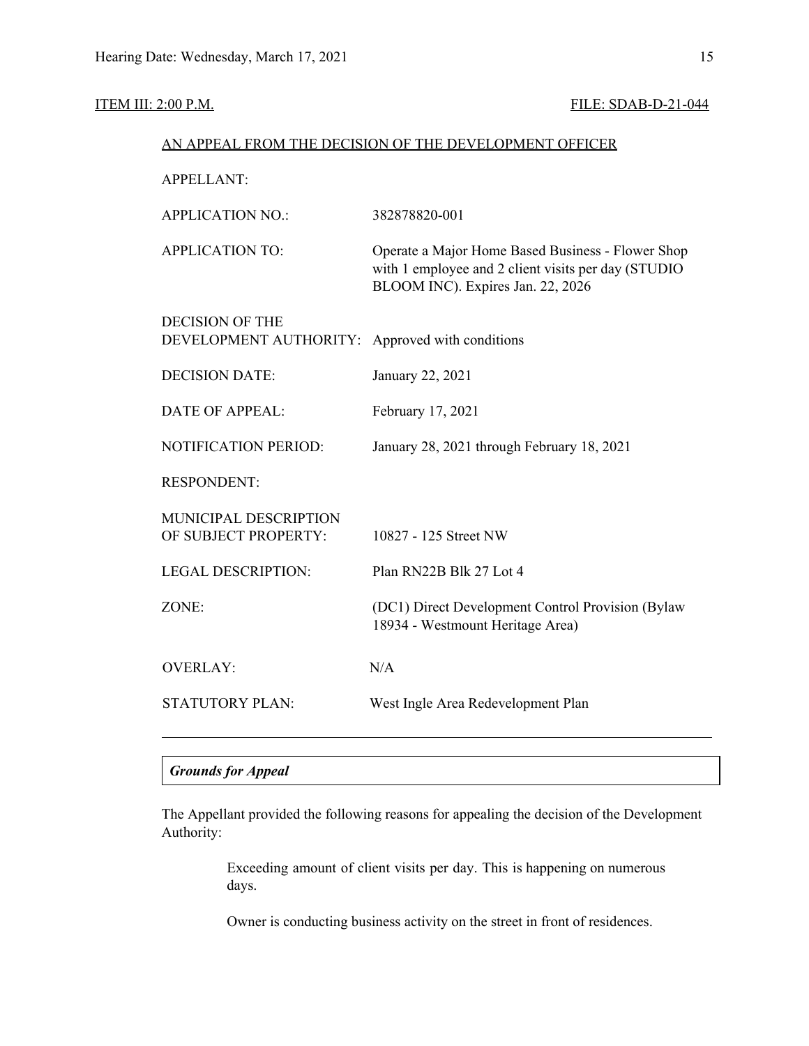ITEM III: 2:00 P.M. FILE: SDAB-D-21-044

AN APPEAL FROM THE DECISION OF THE DEVELOPMENT OFFICER

| | |
|---|---|
| APPELLANT: | |
| APPLICATION NO.: | 382878820-001 |
| APPLICATION TO: | Operate a Major Home Based Business - Flower Shop with 1 employee and 2 client visits per day (STUDIO BLOOM INC). Expires Jan. 22, 2026 |
| DECISION OF THE DEVELOPMENT AUTHORITY: | Approved with conditions |
| DECISION DATE: | January 22, 2021 |
| DATE OF APPEAL: | February 17, 2021 |
| NOTIFICATION PERIOD: | January 28, 2021 through February 18, 2021 |
| RESPONDENT: | |
| MUNICIPAL DESCRIPTION OF SUBJECT PROPERTY: | 10827 - 125 Street NW |
| LEGAL DESCRIPTION: | Plan RN22B Blk 27 Lot 4 |
| ZONE: | (DC1) Direct Development Control Provision (Bylaw 18934 - Westmount Heritage Area) |
| OVERLAY: | N/A |
| STATUTORY PLAN: | West Ingle Area Redevelopment Plan |

---

***Grounds for Appeal***

The Appellant provided the following reasons for appealing the decision of the Development Authority:

> Exceeding amount of client visits per day. This is happening on numerous days.
>
> Owner is conducting business activity on the street in front of residences.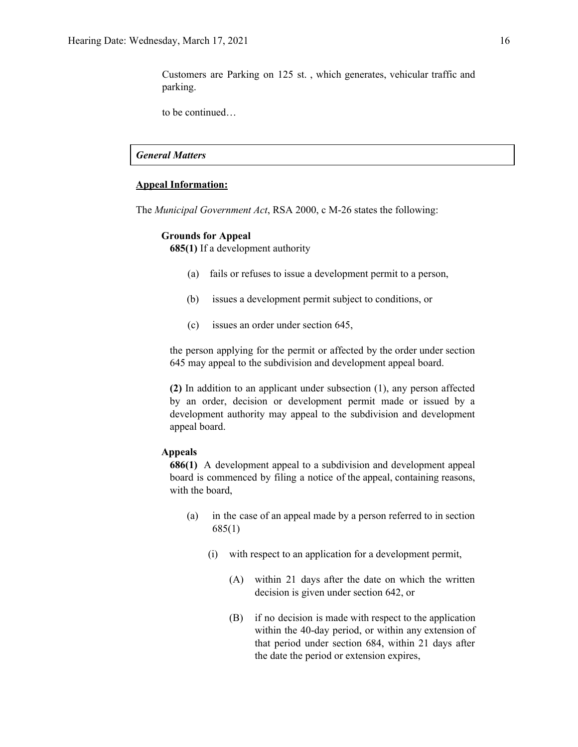Customers are Parking on 125 st. , which generates, vehicular traffic and parking.

to be continued…

***General Matters***

**Appeal Information:**

The *Municipal Government Act*, RSA 2000, c M-26 states the following:

**Grounds for Appeal**

**685(1)** If a development authority

(a) fails or refuses to issue a development permit to a person,

(b) issues a development permit subject to conditions, or

(c) issues an order under section 645,

the person applying for the permit or affected by the order under section 645 may appeal to the subdivision and development appeal board.

**(2)** In addition to an applicant under subsection (1), any person affected by an order, decision or development permit made or issued by a development authority may appeal to the subdivision and development appeal board.

**Appeals**

**686(1)** A development appeal to a subdivision and development appeal board is commenced by filing a notice of the appeal, containing reasons, with the board,

(a) in the case of an appeal made by a person referred to in section 685(1)

(i) with respect to an application for a development permit,

(A) within 21 days after the date on which the written decision is given under section 642, or

(B) if no decision is made with respect to the application within the 40-day period, or within any extension of that period under section 684, within 21 days after the date the period or extension expires,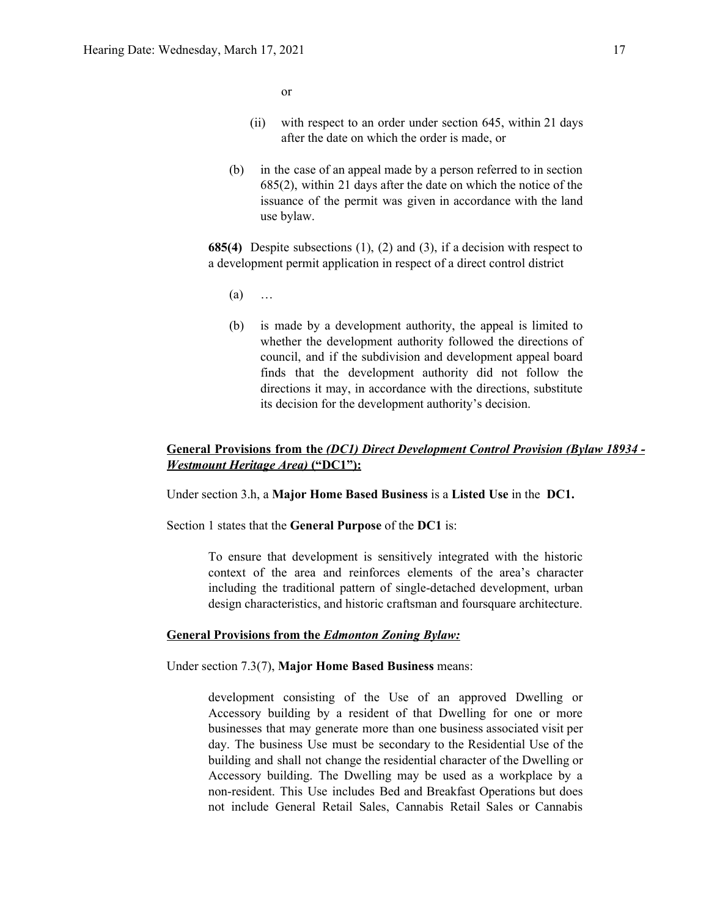or

(ii) with respect to an order under section 645, within 21 days after the date on which the order is made, or

(b) in the case of an appeal made by a person referred to in section 685(2), within 21 days after the date on which the notice of the issuance of the permit was given in accordance with the land use bylaw.

**685(4)** Despite subsections (1), (2) and (3), if a decision with respect to a development permit application in respect of a direct control district

(a) …

(b) is made by a development authority, the appeal is limited to whether the development authority followed the directions of council, and if the subdivision and development appeal board finds that the development authority did not follow the directions it may, in accordance with the directions, substitute its decision for the development authority's decision.

**General Provisions from the *(DC1) Direct Development Control Provision (Bylaw 18934 - Westmount Heritage Area)* ("DC1"):**

Under section 3.h, a **Major Home Based Business** is a **Listed Use** in the **DC1.**

Section 1 states that the **General Purpose** of the **DC1** is:

> To ensure that development is sensitively integrated with the historic context of the area and reinforces elements of the area's character including the traditional pattern of single-detached development, urban design characteristics, and historic craftsman and foursquare architecture.

**General Provisions from the *Edmonton Zoning Bylaw:***

Under section 7.3(7), **Major Home Based Business** means:

> development consisting of the Use of an approved Dwelling or Accessory building by a resident of that Dwelling for one or more businesses that may generate more than one business associated visit per day. The business Use must be secondary to the Residential Use of the building and shall not change the residential character of the Dwelling or Accessory building. The Dwelling may be used as a workplace by a non-resident. This Use includes Bed and Breakfast Operations but does not include General Retail Sales, Cannabis Retail Sales or Cannabis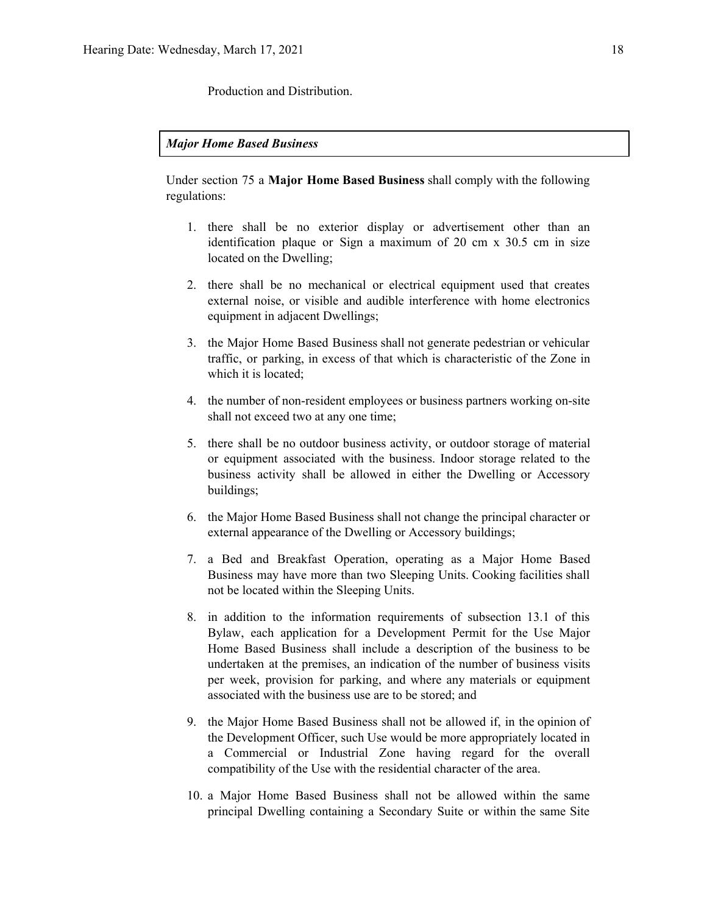Production and Distribution.

***Major Home Based Business***

Under section 75 a **Major Home Based Business** shall comply with the following regulations:

1. there shall be no exterior display or advertisement other than an identification plaque or Sign a maximum of 20 cm x 30.5 cm in size located on the Dwelling;
2. there shall be no mechanical or electrical equipment used that creates external noise, or visible and audible interference with home electronics equipment in adjacent Dwellings;
3. the Major Home Based Business shall not generate pedestrian or vehicular traffic, or parking, in excess of that which is characteristic of the Zone in which it is located;
4. the number of non-resident employees or business partners working on-site shall not exceed two at any one time;
5. there shall be no outdoor business activity, or outdoor storage of material or equipment associated with the business. Indoor storage related to the business activity shall be allowed in either the Dwelling or Accessory buildings;
6. the Major Home Based Business shall not change the principal character or external appearance of the Dwelling or Accessory buildings;
7. a Bed and Breakfast Operation, operating as a Major Home Based Business may have more than two Sleeping Units. Cooking facilities shall not be located within the Sleeping Units.
8. in addition to the information requirements of subsection 13.1 of this Bylaw, each application for a Development Permit for the Use Major Home Based Business shall include a description of the business to be undertaken at the premises, an indication of the number of business visits per week, provision for parking, and where any materials or equipment associated with the business use are to be stored; and
9. the Major Home Based Business shall not be allowed if, in the opinion of the Development Officer, such Use would be more appropriately located in a Commercial or Industrial Zone having regard for the overall compatibility of the Use with the residential character of the area.
10. a Major Home Based Business shall not be allowed within the same principal Dwelling containing a Secondary Suite or within the same Site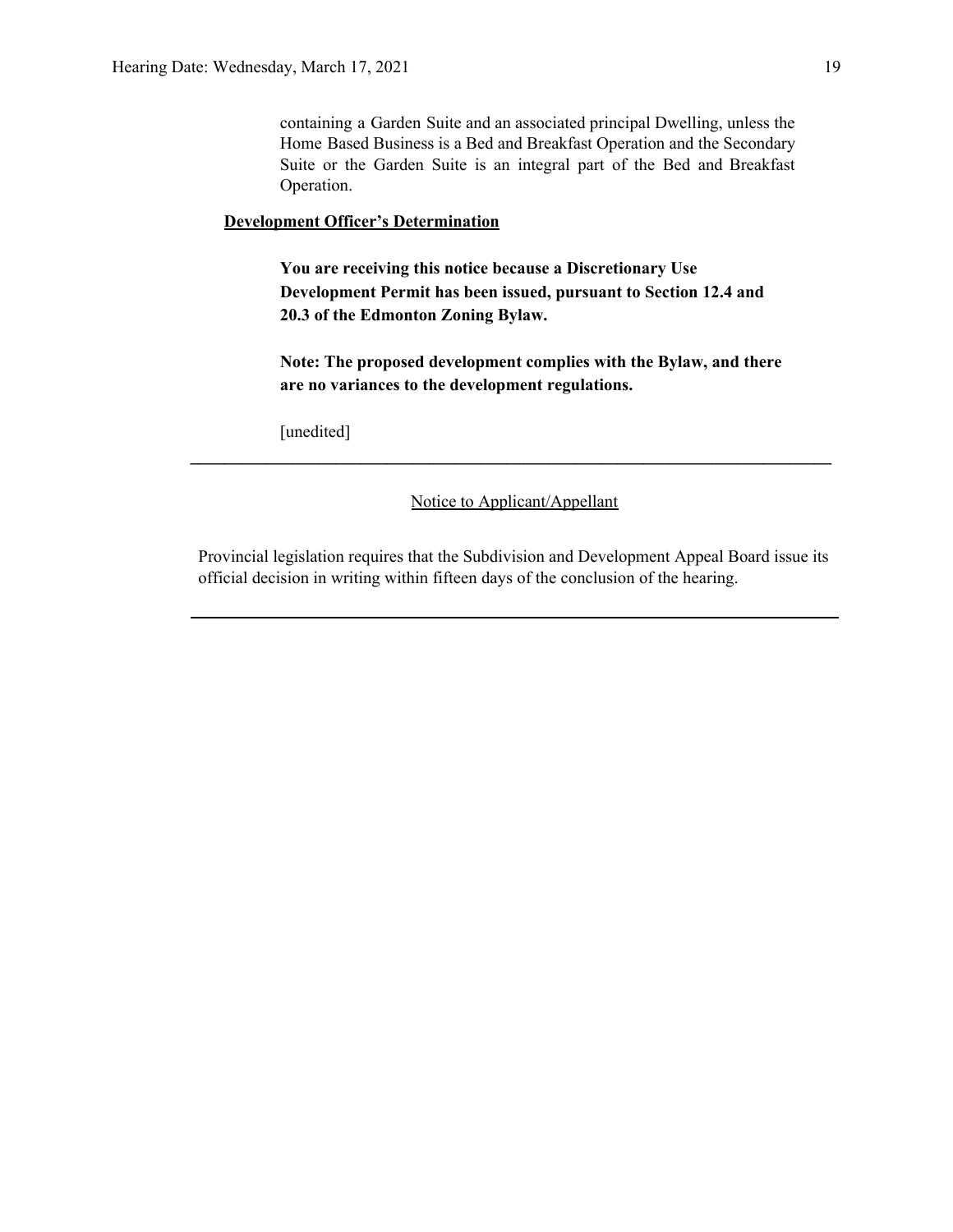containing a Garden Suite and an associated principal Dwelling, unless the Home Based Business is a Bed and Breakfast Operation and the Secondary Suite or the Garden Suite is an integral part of the Bed and Breakfast Operation.

**Development Officer's Determination**

**You are receiving this notice because a Discretionary Use Development Permit has been issued, pursuant to Section 12.4 and 20.3 of the Edmonton Zoning Bylaw.**

**Note: The proposed development complies with the Bylaw, and there are no variances to the development regulations.**

[unedited]

---

Notice to Applicant/Appellant

Provincial legislation requires that the Subdivision and Development Appeal Board issue its official decision in writing within fifteen days of the conclusion of the hearing.

---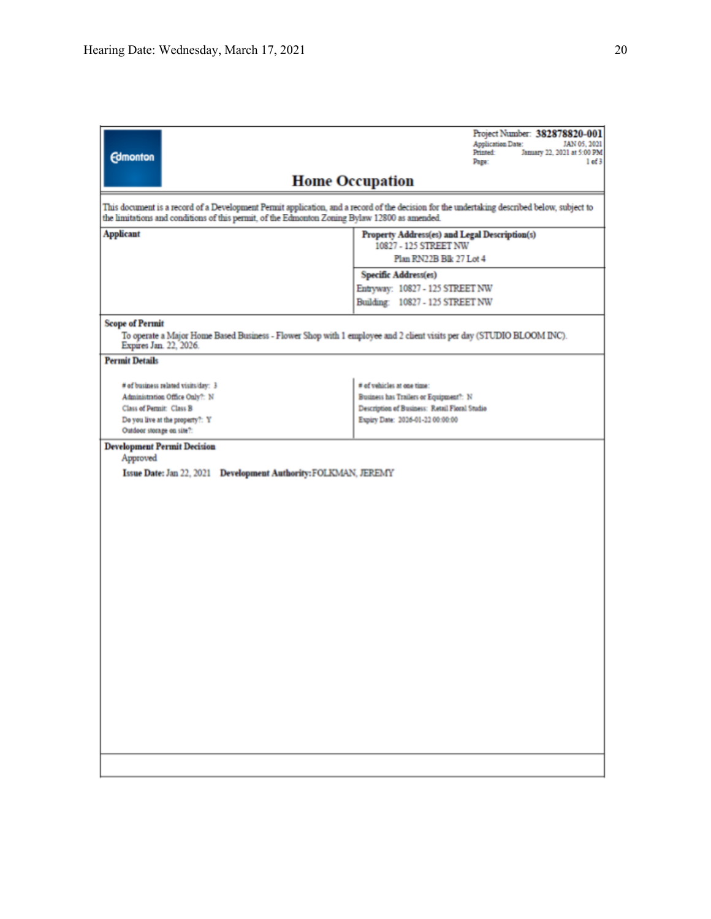Edmonton

Project Number: **382878820-001**
Application Date: JAN 05, 2021
Printed: January 22, 2021 at 5:00 PM
Page: 1 of 3

# Home Occupation

This document is a record of a Development Permit application, and a record of the decision for the undertaking described below, subject to the limitations and conditions of this permit, of the Edmonton Zoning Bylaw 12800 as amended.

| **Applicant** | **Property Address(es) and Legal Description(s)**<br>10827 - 125 STREET NW<br>Plan RN22B Blk 27 Lot 4<br><br>**Specific Address(es)**<br>Entryway: 10827 - 125 STREET NW<br>Building: 10827 - 125 STREET NW |
|---|---|

**Scope of Permit**

To operate a Major Home Based Business - Flower Shop with 1 employee and 2 client visits per day (STUDIO BLOOM INC). Expires Jan. 22, 2026.

**Permit Details**

| | |
|---|---|
| # of business related visits/day: 3 | # of vehicles at one time: |
| Administration Office Only?: N | Business has Trailers or Equipment?: N |
| Class of Permit: Class B | Description of Business: Retail Floral Studio |
| Do you live at the property?: Y | Expiry Date: 2026-01-22 00:00:00 |
| Outdoor storage on site?: | |

**Development Permit Decision**

Approved

**Issue Date:** Jan 22, 2021 **Development Authority:** FOLKMAN, JEREMY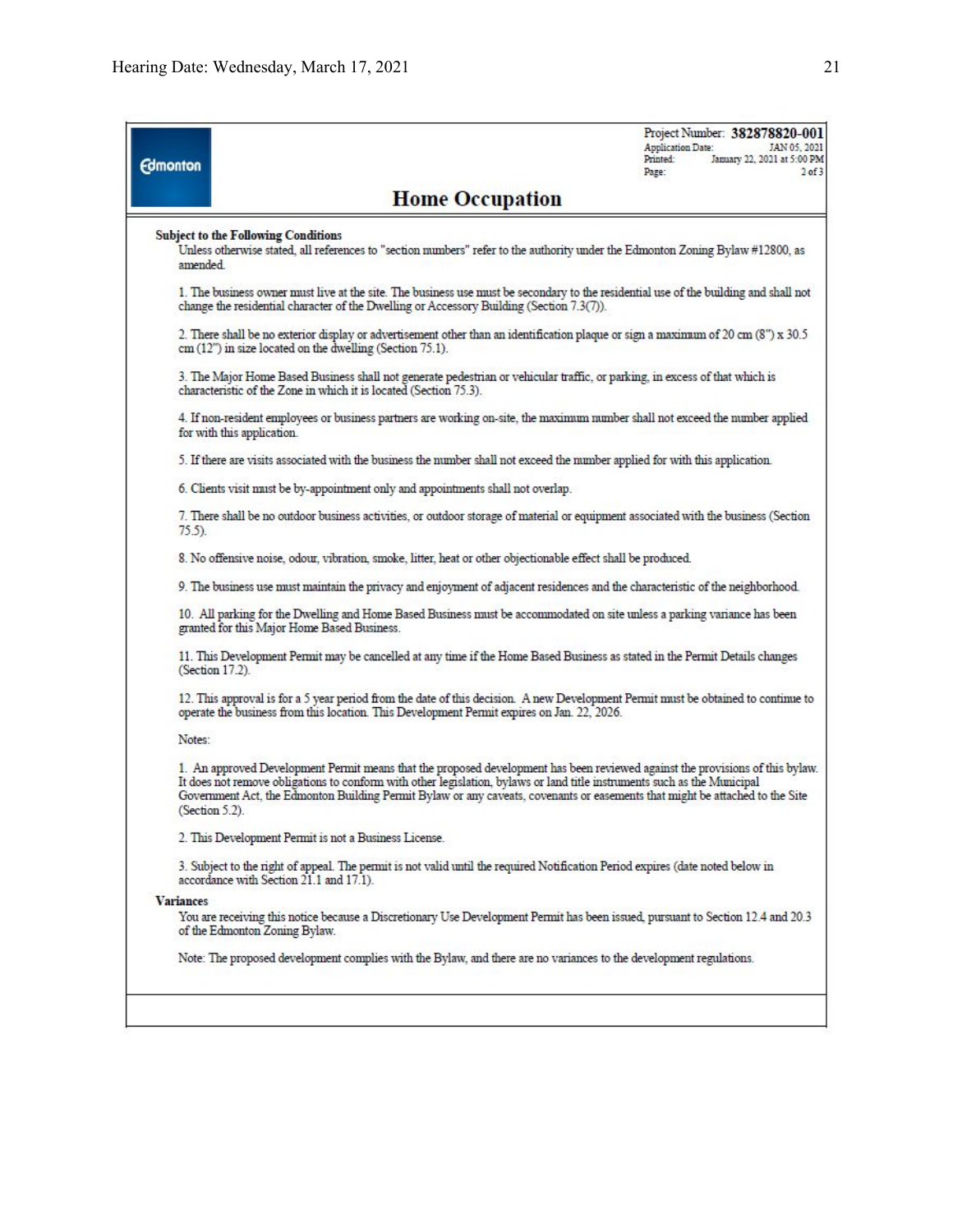Project Number: **382878820-001**
Application Date: JAN 05, 2021
Printed: January 22, 2021 at 5:00 PM

Edmonton

# Home Occupation

**Subject to the Following Conditions**

Unless otherwise stated, all references to "section numbers" refer to the authority under the Edmonton Zoning Bylaw #12800, as amended.

1. The business owner must live at the site. The business use must be secondary to the residential use of the building and shall not change the residential character of the Dwelling or Accessory Building (Section 7.3(7)).

2. There shall be no exterior display or advertisement other than an identification plaque or sign a maximum of 20 cm (8") x 30.5 cm (12") in size located on the dwelling (Section 75.1).

3. The Major Home Based Business shall not generate pedestrian or vehicular traffic, or parking, in excess of that which is characteristic of the Zone in which it is located (Section 75.3).

4. If non-resident employees or business partners are working on-site, the maximum number shall not exceed the number applied for with this application.

5. If there are visits associated with the business the number shall not exceed the number applied for with this application.

6. Clients visit must be by-appointment only and appointments shall not overlap.

7. There shall be no outdoor business activities, or outdoor storage of material or equipment associated with the business (Section 75.5).

8. No offensive noise, odour, vibration, smoke, litter, heat or other objectionable effect shall be produced.

9. The business use must maintain the privacy and enjoyment of adjacent residences and the characteristic of the neighborhood.

10. All parking for the Dwelling and Home Based Business must be accommodated on site unless a parking variance has been granted for this Major Home Based Business.

11. This Development Permit may be cancelled at any time if the Home Based Business as stated in the Permit Details changes (Section 17.2).

12. This approval is for a 5 year period from the date of this decision. A new Development Permit must be obtained to continue to operate the business from this location. This Development Permit expires on Jan. 22, 2026.

Notes:

1. An approved Development Permit means that the proposed development has been reviewed against the provisions of this bylaw. It does not remove obligations to conform with other legislation, bylaws or land title instruments such as the Municipal Government Act, the Edmonton Building Permit Bylaw or any caveats, covenants or easements that might be attached to the Site (Section 5.2).

2. This Development Permit is not a Business License.

3. Subject to the right of appeal. The permit is not valid until the required Notification Period expires (date noted below in accordance with Section 21.1 and 17.1).

**Variances**

You are receiving this notice because a Discretionary Use Development Permit has been issued, pursuant to Section 12.4 and 20.3 of the Edmonton Zoning Bylaw.

Note: The proposed development complies with the Bylaw, and there are no variances to the development regulations.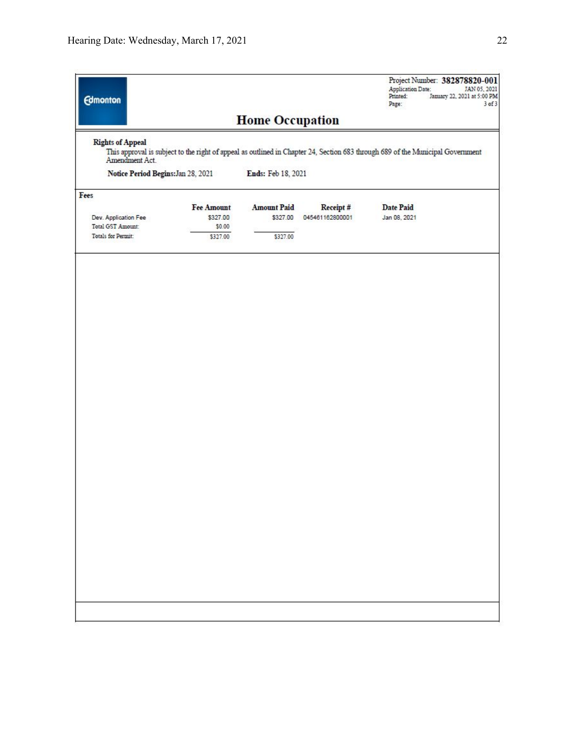Project Number: **382878820-001**
Application Date: JAN 05, 2021
Printed: January 22, 2021 at 5:00 PM
Page: 3 of 3

# Home Occupation

**Rights of Appeal**

This approval is subject to the right of appeal as outlined in Chapter 24, Section 683 through 689 of the Municipal Government Amendment Act.

**Notice Period Begins:** Jan 28, 2021 **Ends:** Feb 18, 2021

**Fees**

| | Fee Amount | Amount Paid | Receipt # | Date Paid |
|---|---|---|---|---|
| Dev. Application Fee | $327.00 | $327.00 | 045461162800001 | Jan 08, 2021 |
| Total GST Amount: | $0.00 | | | |
| Totals for Permit: | $327.00 | $327.00 | | |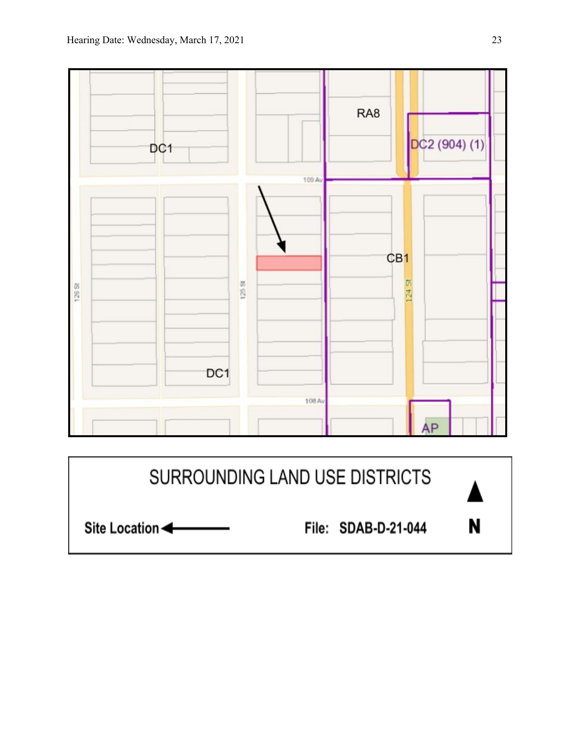DC1

RA8

DC2 (904) (1)

109 Av

CB1

126 St

125 St

124 St

DC1

108 Av

AP

SURROUNDING LAND USE DISTRICTS

Site Location

File: SDAB-D-21-044

N